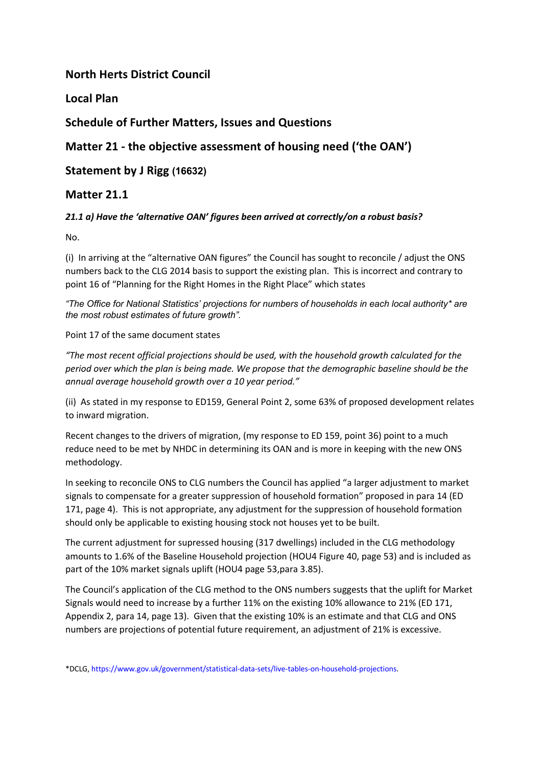**North Herts District Council**

**Local Plan**

**Schedule of Further Matters, Issues and Questions**

**Matter 21 - the objective assessment of housing need ('the OAN')**

**Statement by J Rigg (16632)**

## Matter 21.1

***21.1 a) Have the 'alternative OAN' figures been arrived at correctly/on a robust basis?***

No.

(i) In arriving at the "alternative OAN figures" the Council has sought to reconcile / adjust the ONS numbers back to the CLG 2014 basis to support the existing plan. This is incorrect and contrary to point 16 of "Planning for the Right Homes in the Right Place" which states

*"The Office for National Statistics' projections for numbers of households in each local authority* are the most robust estimates of future growth".*

Point 17 of the same document states

*"The most recent official projections should be used, with the household growth calculated for the period over which the plan is being made. We propose that the demographic baseline should be the annual average household growth over a 10 year period."*

(ii) As stated in my response to ED159, General Point 2, some 63% of proposed development relates to inward migration.

Recent changes to the drivers of migration, (my response to ED 159, point 36) point to a much reduce need to be met by NHDC in determining its OAN and is more in keeping with the new ONS methodology.

In seeking to reconcile ONS to CLG numbers the Council has applied "a larger adjustment to market signals to compensate for a greater suppression of household formation" proposed in para 14 (ED 171, page 4). This is not appropriate, any adjustment for the suppression of household formation should only be applicable to existing housing stock not houses yet to be built.

The current adjustment for supressed housing (317 dwellings) included in the CLG methodology amounts to 1.6% of the Baseline Household projection (HOU4 Figure 40, page 53) and is included as part of the 10% market signals uplift (HOU4 page 53,para 3.85).

The Council's application of the CLG method to the ONS numbers suggests that the uplift for Market Signals would need to increase by a further 11% on the existing 10% allowance to 21% (ED 171, Appendix 2, para 14, page 13). Given that the existing 10% is an estimate and that CLG and ONS numbers are projections of potential future requirement, an adjustment of 21% is excessive.

*DCLG, https://www.gov.uk/government/statistical-data-sets/live-tables-on-household-projections.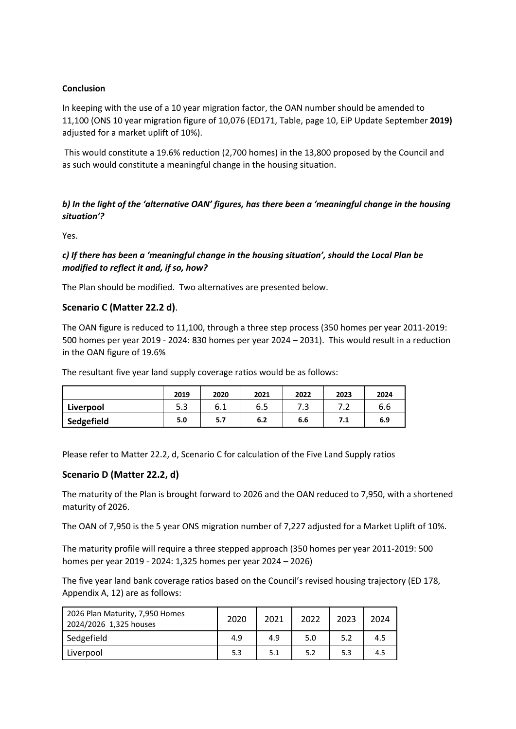**Conclusion**

In keeping with the use of a 10 year migration factor, the OAN number should be amended to 11,100 (ONS 10 year migration figure of 10,076 (ED171, Table, page 10, EiP Update September **2019)** adjusted for a market uplift of 10%).

This would constitute a 19.6% reduction (2,700 homes) in the 13,800 proposed by the Council and as such would constitute a meaningful change in the housing situation.

***b) In the light of the 'alternative OAN' figures, has there been a 'meaningful change in the housing situation'?***

Yes.

***c) If there has been a 'meaningful change in the housing situation', should the Local Plan be modified to reflect it and, if so, how?***

The Plan should be modified. Two alternatives are presented below.

### Scenario C (Matter 22.2 d).

The OAN figure is reduced to 11,100, through a three step process (350 homes per year 2011-2019: 500 homes per year 2019 - 2024: 830 homes per year 2024 – 2031). This would result in a reduction in the OAN figure of 19.6%

The resultant five year land supply coverage ratios would be as follows:

| | 2019 | 2020 | 2021 | 2022 | 2023 | 2024 |
|---|---|---|---|---|---|---|
| **Liverpool** | 5.3 | 6.1 | 6.5 | 7.3 | 7.2 | 6.6 |
| **Sedgefield** | 5.0 | 5.7 | 6.2 | 6.6 | 7.1 | 6.9 |

Please refer to Matter 22.2, d, Scenario C for calculation of the Five Land Supply ratios

### Scenario D (Matter 22.2, d)

The maturity of the Plan is brought forward to 2026 and the OAN reduced to 7,950, with a shortened maturity of 2026.

The OAN of 7,950 is the 5 year ONS migration number of 7,227 adjusted for a Market Uplift of 10%.

The maturity profile will require a three stepped approach (350 homes per year 2011-2019: 500 homes per year 2019 - 2024: 1,325 homes per year 2024 – 2026)

The five year land bank coverage ratios based on the Council's revised housing trajectory (ED 178, Appendix A, 12) are as follows:

| 2026 Plan Maturity, 7,950 Homes 2024/2026 1,325 houses | 2020 | 2021 | 2022 | 2023 | 2024 |
|---|---|---|---|---|---|
| Sedgefield | 4.9 | 4.9 | 5.0 | 5.2 | 4.5 |
| Liverpool | 5.3 | 5.1 | 5.2 | 5.3 | 4.5 |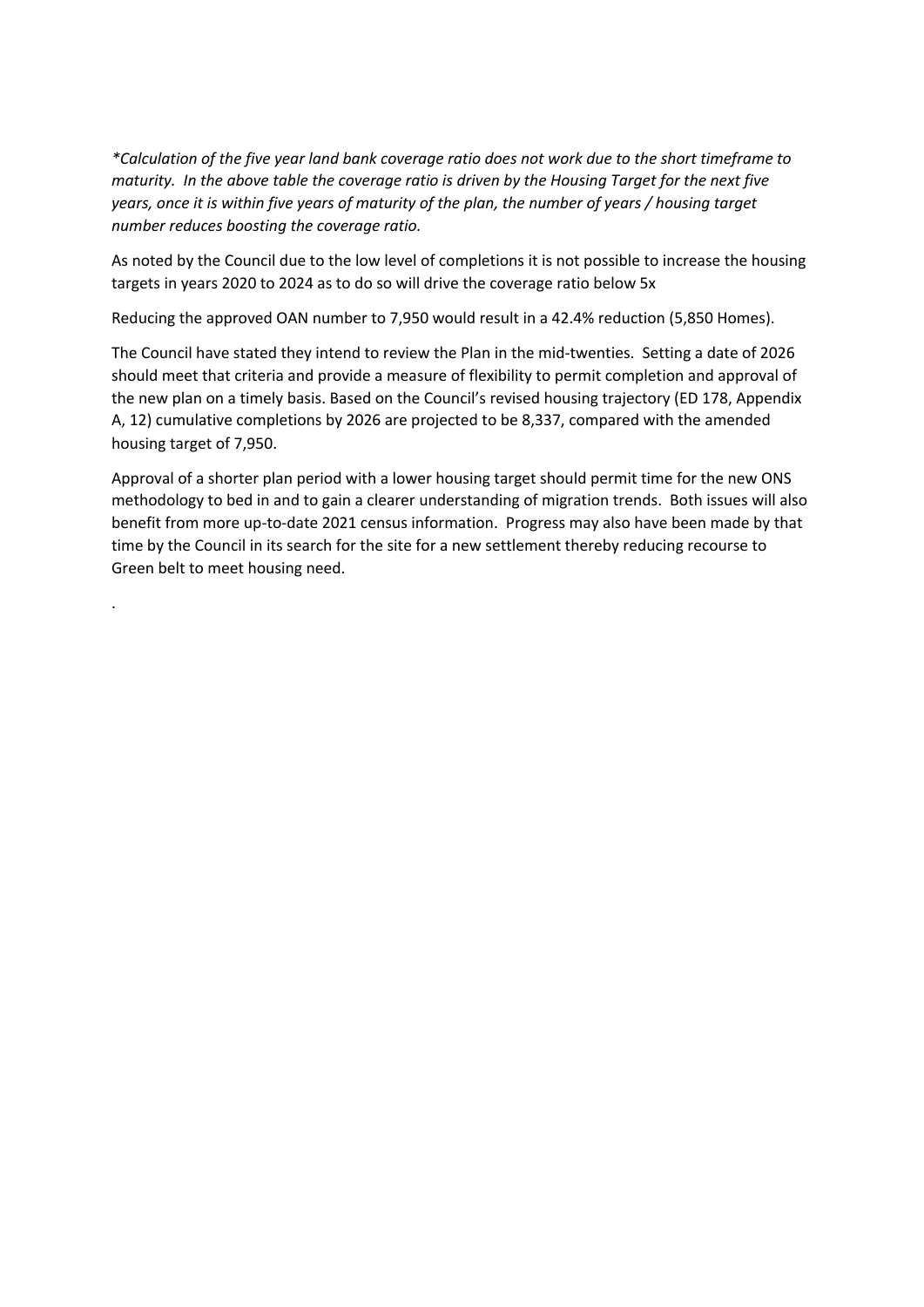*\*Calculation of the five year land bank coverage ratio does not work due to the short timeframe to maturity. In the above table the coverage ratio is driven by the Housing Target for the next five years, once it is within five years of maturity of the plan, the number of years / housing target number reduces boosting the coverage ratio.*

As noted by the Council due to the low level of completions it is not possible to increase the housing targets in years 2020 to 2024 as to do so will drive the coverage ratio below 5x

Reducing the approved OAN number to 7,950 would result in a 42.4% reduction (5,850 Homes).

The Council have stated they intend to review the Plan in the mid-twenties. Setting a date of 2026 should meet that criteria and provide a measure of flexibility to permit completion and approval of the new plan on a timely basis. Based on the Council's revised housing trajectory (ED 178, Appendix A, 12) cumulative completions by 2026 are projected to be 8,337, compared with the amended housing target of 7,950.

Approval of a shorter plan period with a lower housing target should permit time for the new ONS methodology to bed in and to gain a clearer understanding of migration trends. Both issues will also benefit from more up-to-date 2021 census information. Progress may also have been made by that time by the Council in its search for the site for a new settlement thereby reducing recourse to Green belt to meet housing need.

.